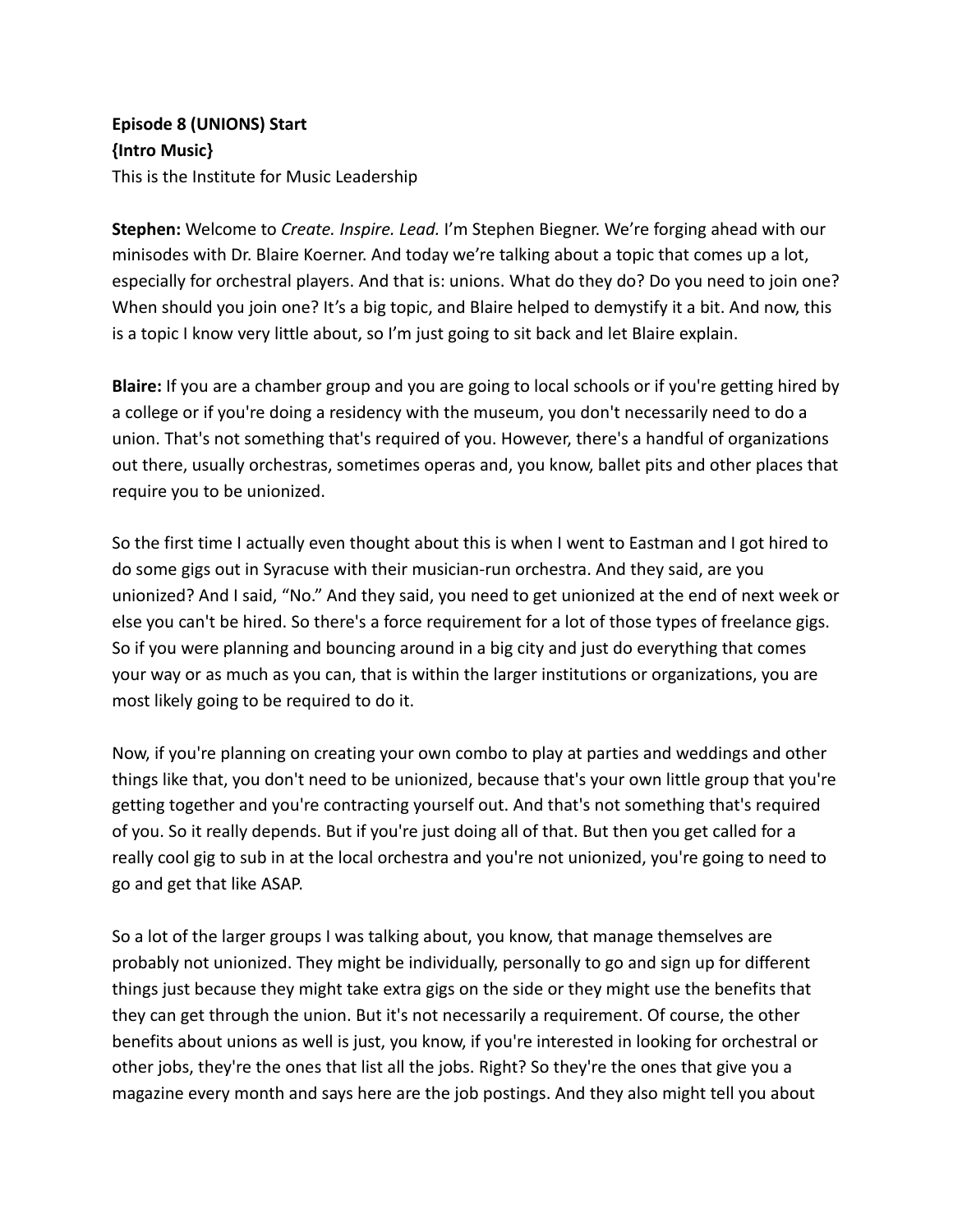**Episode 8 (UNIONS) Start**
**{Intro Music}**
This is the Institute for Music Leadership

**Stephen:** Welcome to *Create. Inspire. Lead.* I'm Stephen Biegner. We're forging ahead with our minisodes with Dr. Blaire Koerner. And today we're talking about a topic that comes up a lot, especially for orchestral players. And that is: unions. What do they do? Do you need to join one? When should you join one? It's a big topic, and Blaire helped to demystify it a bit. And now, this is a topic I know very little about, so I'm just going to sit back and let Blaire explain.

**Blaire:** If you are a chamber group and you are going to local schools or if you're getting hired by a college or if you're doing a residency with the museum, you don't necessarily need to do a union. That's not something that's required of you. However, there's a handful of organizations out there, usually orchestras, sometimes operas and, you know, ballet pits and other places that require you to be unionized.

So the first time I actually even thought about this is when I went to Eastman and I got hired to do some gigs out in Syracuse with their musician-run orchestra. And they said, are you unionized? And I said, "No." And they said, you need to get unionized at the end of next week or else you can't be hired. So there's a force requirement for a lot of those types of freelance gigs. So if you were planning and bouncing around in a big city and just do everything that comes your way or as much as you can, that is within the larger institutions or organizations, you are most likely going to be required to do it.

Now, if you're planning on creating your own combo to play at parties and weddings and other things like that, you don't need to be unionized, because that's your own little group that you're getting together and you're contracting yourself out. And that's not something that's required of you. So it really depends. But if you're just doing all of that. But then you get called for a really cool gig to sub in at the local orchestra and you're not unionized, you're going to need to go and get that like ASAP.

So a lot of the larger groups I was talking about, you know, that manage themselves are probably not unionized. They might be individually, personally to go and sign up for different things just because they might take extra gigs on the side or they might use the benefits that they can get through the union. But it's not necessarily a requirement. Of course, the other benefits about unions as well is just, you know, if you're interested in looking for orchestral or other jobs, they're the ones that list all the jobs. Right? So they're the ones that give you a magazine every month and says here are the job postings. And they also might tell you about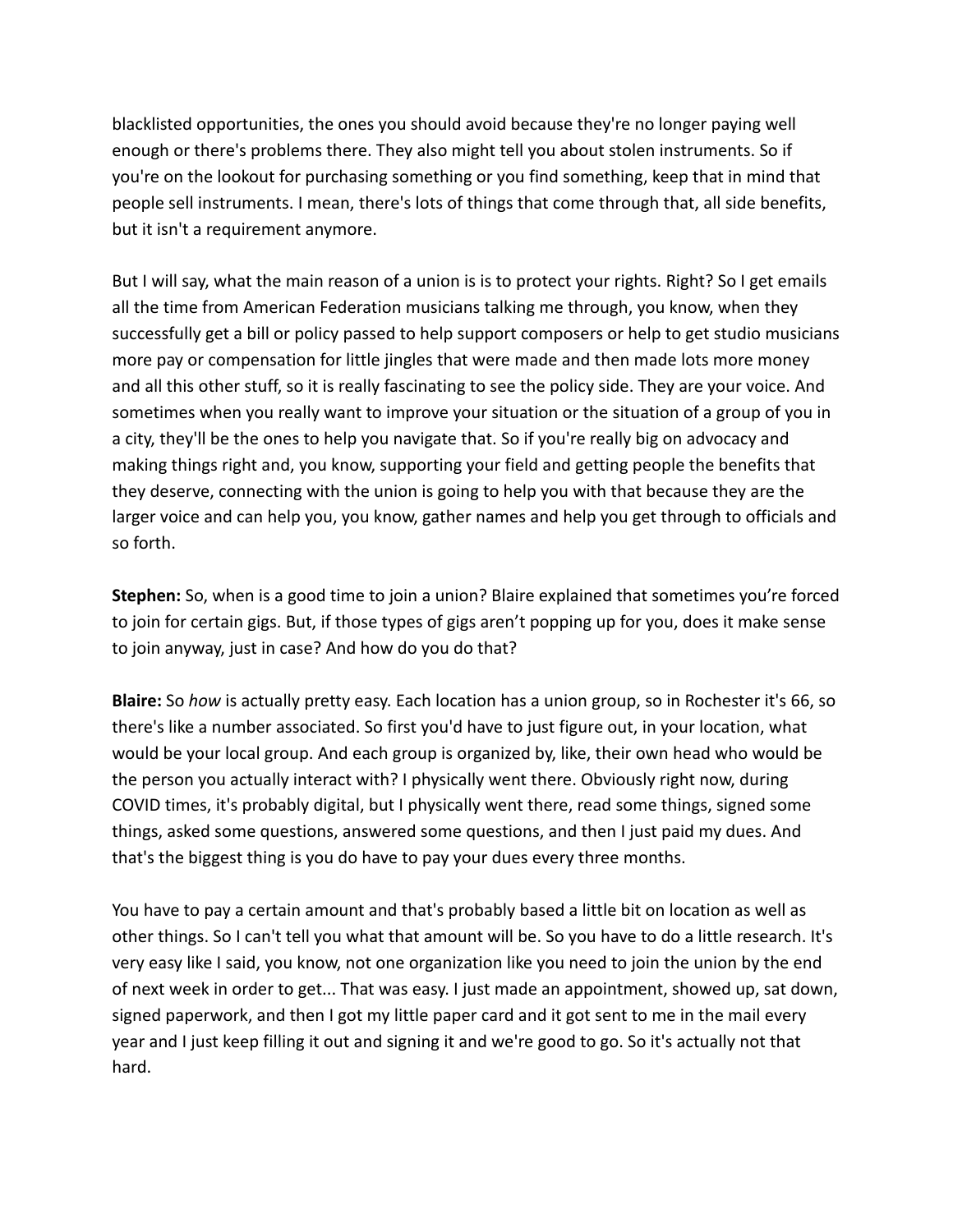blacklisted opportunities, the ones you should avoid because they're no longer paying well enough or there's problems there. They also might tell you about stolen instruments. So if you're on the lookout for purchasing something or you find something, keep that in mind that people sell instruments. I mean, there's lots of things that come through that, all side benefits, but it isn't a requirement anymore.

But I will say, what the main reason of a union is is to protect your rights. Right? So I get emails all the time from American Federation musicians talking me through, you know, when they successfully get a bill or policy passed to help support composers or help to get studio musicians more pay or compensation for little jingles that were made and then made lots more money and all this other stuff, so it is really fascinating to see the policy side. They are your voice. And sometimes when you really want to improve your situation or the situation of a group of you in a city, they'll be the ones to help you navigate that. So if you're really big on advocacy and making things right and, you know, supporting your field and getting people the benefits that they deserve, connecting with the union is going to help you with that because they are the larger voice and can help you, you know, gather names and help you get through to officials and so forth.

**Stephen:** So, when is a good time to join a union? Blaire explained that sometimes you're forced to join for certain gigs. But, if those types of gigs aren't popping up for you, does it make sense to join anyway, just in case? And how do you do that?

**Blaire:** So *how* is actually pretty easy. Each location has a union group, so in Rochester it's 66, so there's like a number associated. So first you'd have to just figure out, in your location, what would be your local group. And each group is organized by, like, their own head who would be the person you actually interact with? I physically went there. Obviously right now, during COVID times, it's probably digital, but I physically went there, read some things, signed some things, asked some questions, answered some questions, and then I just paid my dues. And that's the biggest thing is you do have to pay your dues every three months.

You have to pay a certain amount and that's probably based a little bit on location as well as other things. So I can't tell you what that amount will be. So you have to do a little research. It's very easy like I said, you know, not one organization like you need to join the union by the end of next week in order to get... That was easy. I just made an appointment, showed up, sat down, signed paperwork, and then I got my little paper card and it got sent to me in the mail every year and I just keep filling it out and signing it and we're good to go. So it's actually not that hard.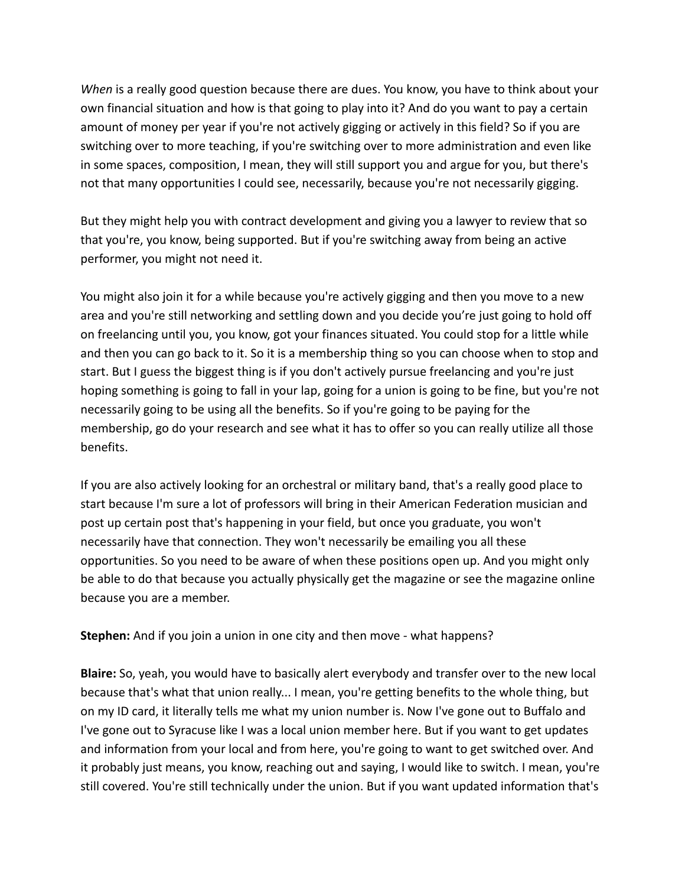*When* is a really good question because there are dues. You know, you have to think about your own financial situation and how is that going to play into it? And do you want to pay a certain amount of money per year if you're not actively gigging or actively in this field? So if you are switching over to more teaching, if you're switching over to more administration and even like in some spaces, composition, I mean, they will still support you and argue for you, but there's not that many opportunities I could see, necessarily, because you're not necessarily gigging.

But they might help you with contract development and giving you a lawyer to review that so that you're, you know, being supported. But if you're switching away from being an active performer, you might not need it.

You might also join it for a while because you're actively gigging and then you move to a new area and you're still networking and settling down and you decide you're just going to hold off on freelancing until you, you know, got your finances situated. You could stop for a little while and then you can go back to it. So it is a membership thing so you can choose when to stop and start. But I guess the biggest thing is if you don't actively pursue freelancing and you're just hoping something is going to fall in your lap, going for a union is going to be fine, but you're not necessarily going to be using all the benefits. So if you're going to be paying for the membership, go do your research and see what it has to offer so you can really utilize all those benefits.

If you are also actively looking for an orchestral or military band, that's a really good place to start because I'm sure a lot of professors will bring in their American Federation musician and post up certain post that's happening in your field, but once you graduate, you won't necessarily have that connection. They won't necessarily be emailing you all these opportunities. So you need to be aware of when these positions open up. And you might only be able to do that because you actually physically get the magazine or see the magazine online because you are a member.

**Stephen:** And if you join a union in one city and then move - what happens?

**Blaire:** So, yeah, you would have to basically alert everybody and transfer over to the new local because that's what that union really... I mean, you're getting benefits to the whole thing, but on my ID card, it literally tells me what my union number is. Now I've gone out to Buffalo and I've gone out to Syracuse like I was a local union member here. But if you want to get updates and information from your local and from here, you're going to want to get switched over. And it probably just means, you know, reaching out and saying, I would like to switch. I mean, you're still covered. You're still technically under the union. But if you want updated information that's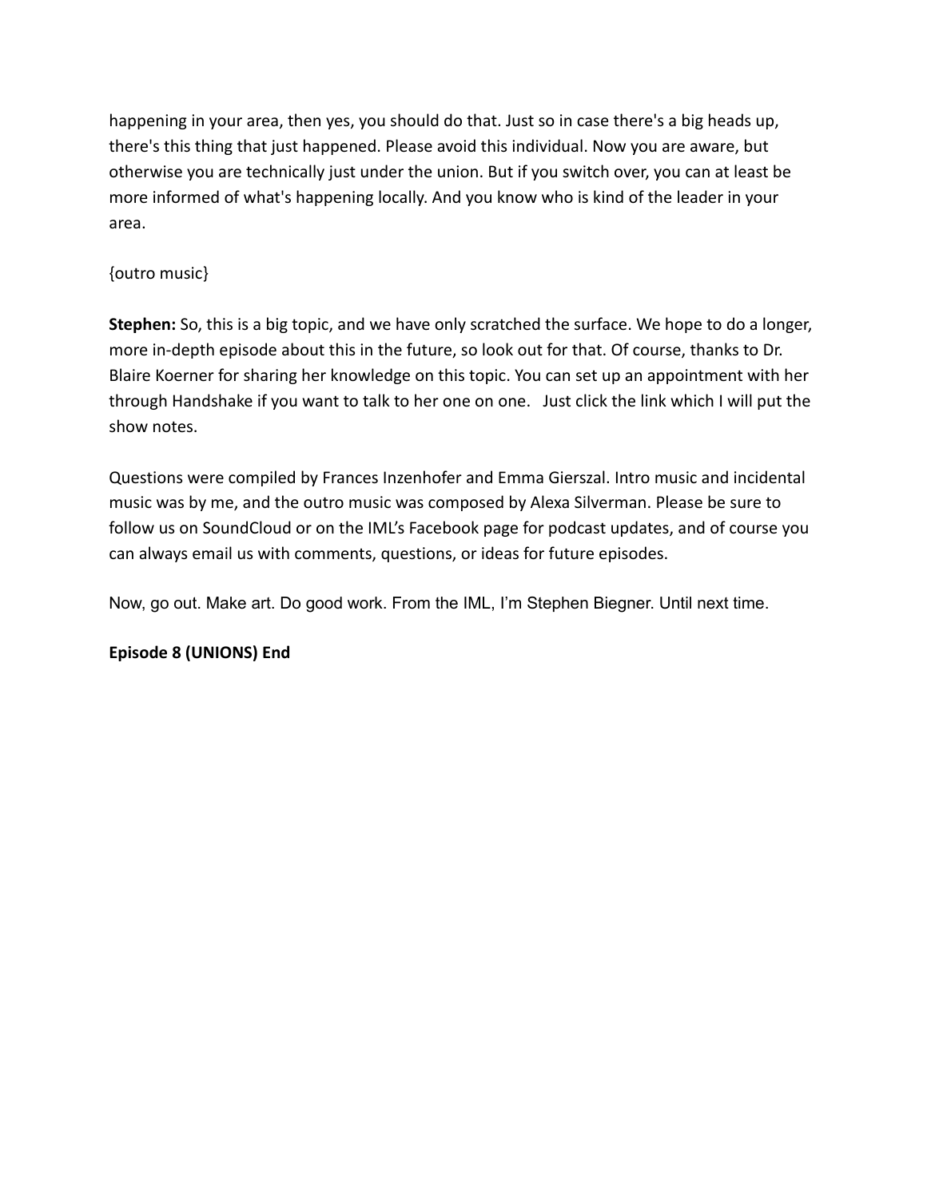happening in your area, then yes, you should do that. Just so in case there's a big heads up, there's this thing that just happened. Please avoid this individual. Now you are aware, but otherwise you are technically just under the union. But if you switch over, you can at least be more informed of what's happening locally. And you know who is kind of the leader in your area.

{outro music}

**Stephen:** So, this is a big topic, and we have only scratched the surface. We hope to do a longer, more in-depth episode about this in the future, so look out for that. Of course, thanks to Dr. Blaire Koerner for sharing her knowledge on this topic. You can set up an appointment with her through Handshake if you want to talk to her one on one. Just click the link which I will put the show notes.

Questions were compiled by Frances Inzenhofer and Emma Gierszal. Intro music and incidental music was by me, and the outro music was composed by Alexa Silverman. Please be sure to follow us on SoundCloud or on the IML's Facebook page for podcast updates, and of course you can always email us with comments, questions, or ideas for future episodes.

Now, go out. Make art. Do good work. From the IML, I'm Stephen Biegner. Until next time.

**Episode 8 (UNIONS) End**